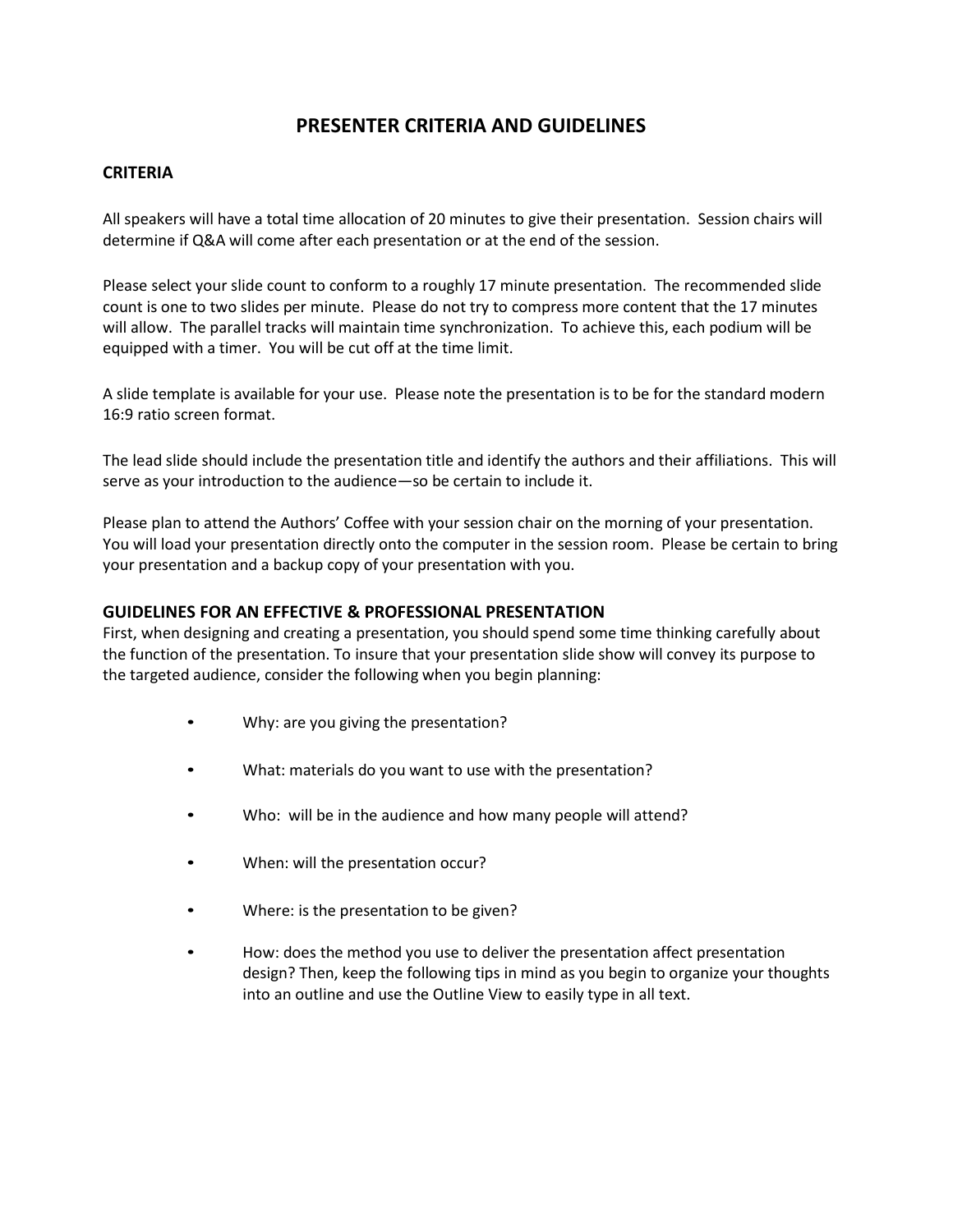# PRESENTER CRITERIA AND GUIDELINES

## CRITERIA

All speakers will have a total time allocation of 20 minutes to give their presentation. Session chairs will determine if Q&A will come after each presentation or at the end of the session.

Please select your slide count to conform to a roughly 17 minute presentation. The recommended slide count is one to two slides per minute. Please do not try to compress more content that the 17 minutes will allow. The parallel tracks will maintain time synchronization. To achieve this, each podium will be equipped with a timer. You will be cut off at the time limit.

A slide template is available for your use. Please note the presentation is to be for the standard modern 16:9 ratio screen format.

The lead slide should include the presentation title and identify the authors and their affiliations. This will serve as your introduction to the audience—so be certain to include it.

Please plan to attend the Authors' Coffee with your session chair on the morning of your presentation. You will load your presentation directly onto the computer in the session room. Please be certain to bring your presentation and a backup copy of your presentation with you.

## GUIDELINES FOR AN EFFECTIVE & PROFESSIONAL PRESENTATION

First, when designing and creating a presentation, you should spend some time thinking carefully about the function of the presentation. To insure that your presentation slide show will convey its purpose to the targeted audience, consider the following when you begin planning:

- Why: are you giving the presentation?
- What: materials do you want to use with the presentation?
- Who: will be in the audience and how many people will attend?
- When: will the presentation occur?
- Where: is the presentation to be given?
- How: does the method you use to deliver the presentation affect presentation design? Then, keep the following tips in mind as you begin to organize your thoughts into an outline and use the Outline View to easily type in all text.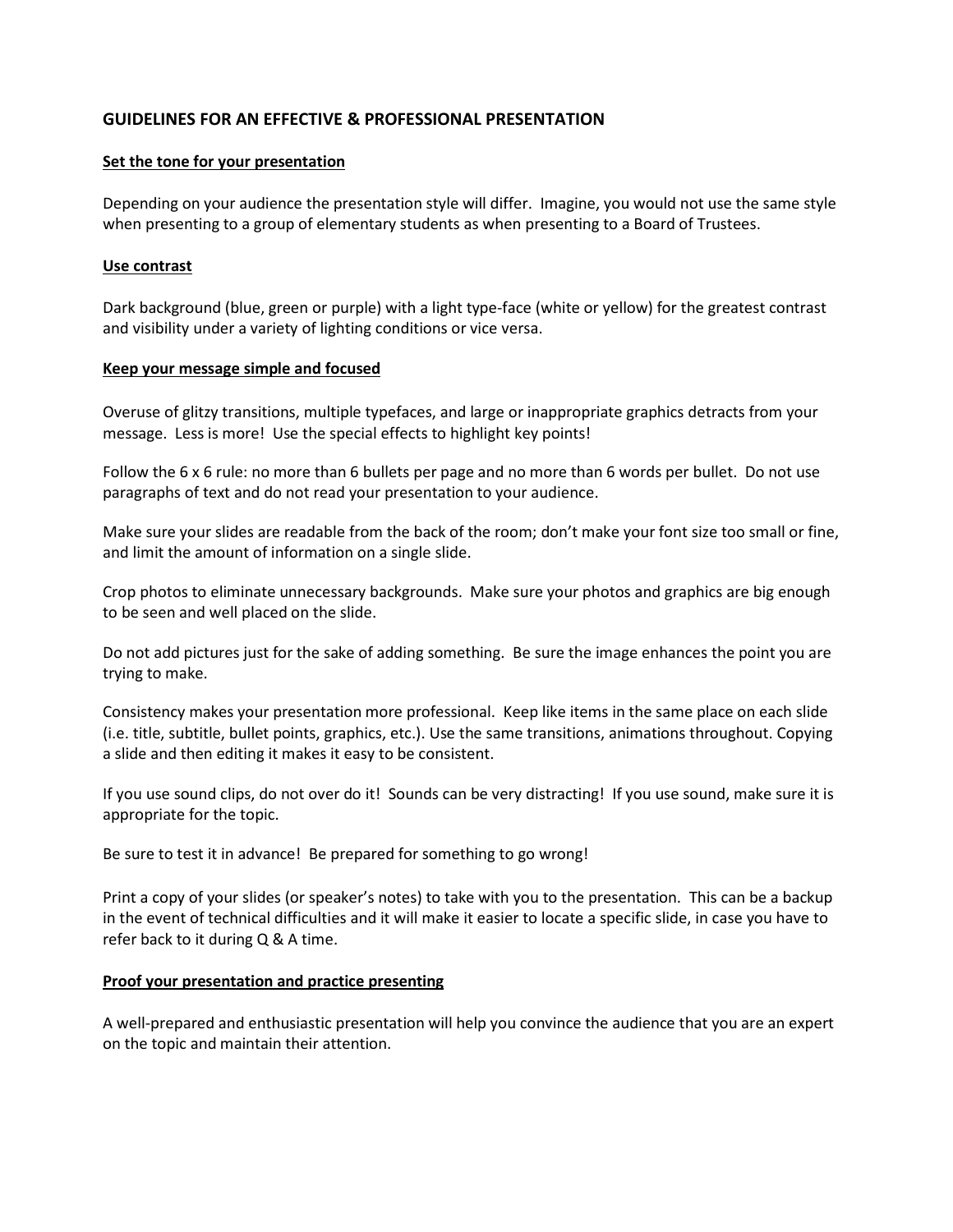## GUIDELINES FOR AN EFFECTIVE & PROFESSIONAL PRESENTATION

### Set the tone for your presentation

Depending on your audience the presentation style will differ. Imagine, you would not use the same style when presenting to a group of elementary students as when presenting to a Board of Trustees.

### Use contrast

Dark background (blue, green or purple) with a light type-face (white or yellow) for the greatest contrast and visibility under a variety of lighting conditions or vice versa.

### Keep your message simple and focused

Overuse of glitzy transitions, multiple typefaces, and large or inappropriate graphics detracts from your message. Less is more! Use the special effects to highlight key points!

Follow the 6 x 6 rule: no more than 6 bullets per page and no more than 6 words per bullet. Do not use paragraphs of text and do not read your presentation to your audience.

Make sure your slides are readable from the back of the room; don't make your font size too small or fine, and limit the amount of information on a single slide.

Crop photos to eliminate unnecessary backgrounds. Make sure your photos and graphics are big enough to be seen and well placed on the slide.

Do not add pictures just for the sake of adding something. Be sure the image enhances the point you are trying to make.

Consistency makes your presentation more professional. Keep like items in the same place on each slide (i.e. title, subtitle, bullet points, graphics, etc.). Use the same transitions, animations throughout. Copying a slide and then editing it makes it easy to be consistent.

If you use sound clips, do not over do it! Sounds can be very distracting! If you use sound, make sure it is appropriate for the topic.

Be sure to test it in advance! Be prepared for something to go wrong!

Print a copy of your slides (or speaker's notes) to take with you to the presentation. This can be a backup in the event of technical difficulties and it will make it easier to locate a specific slide, in case you have to refer back to it during Q & A time.

### Proof your presentation and practice presenting

A well-prepared and enthusiastic presentation will help you convince the audience that you are an expert on the topic and maintain their attention.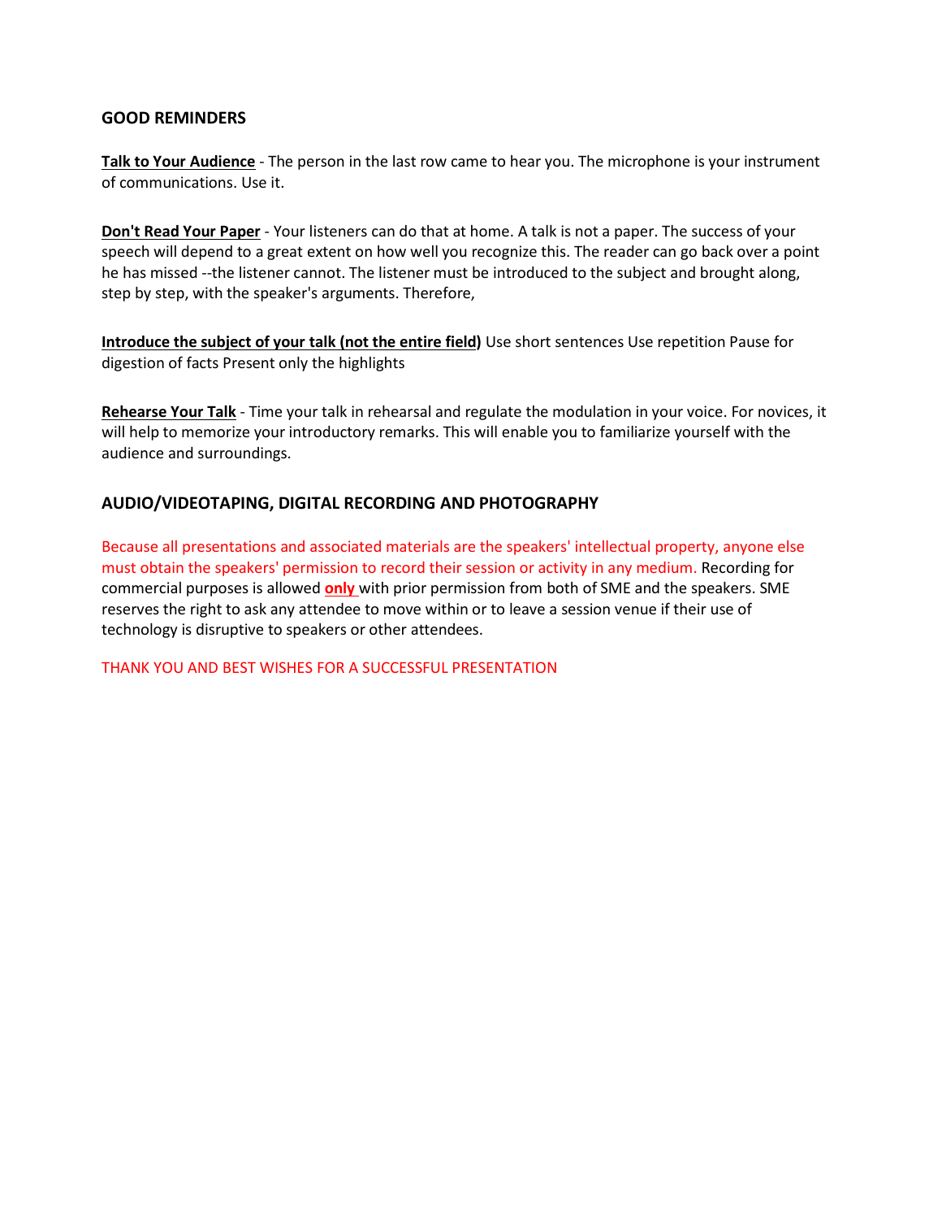## GOOD REMINDERS

**Talk to Your Audience** - The person in the last row came to hear you. The microphone is your instrument of communications. Use it.

**Don't Read Your Paper** - Your listeners can do that at home. A talk is not a paper. The success of your speech will depend to a great extent on how well you recognize this. The reader can go back over a point he has missed --the listener cannot. The listener must be introduced to the subject and brought along, step by step, with the speaker's arguments. Therefore,

**Introduce the subject of your talk (not the entire field)** Use short sentences Use repetition Pause for digestion of facts Present only the highlights

**Rehearse Your Talk** - Time your talk in rehearsal and regulate the modulation in your voice. For novices, it will help to memorize your introductory remarks. This will enable you to familiarize yourself with the audience and surroundings.

## AUDIO/VIDEOTAPING, DIGITAL RECORDING AND PHOTOGRAPHY

Because all presentations and associated materials are the speakers' intellectual property, anyone else must obtain the speakers' permission to record their session or activity in any medium. Recording for commercial purposes is allowed **only** with prior permission from both of SME and the speakers. SME reserves the right to ask any attendee to move within or to leave a session venue if their use of technology is disruptive to speakers or other attendees.

THANK YOU AND BEST WISHES FOR A SUCCESSFUL PRESENTATION